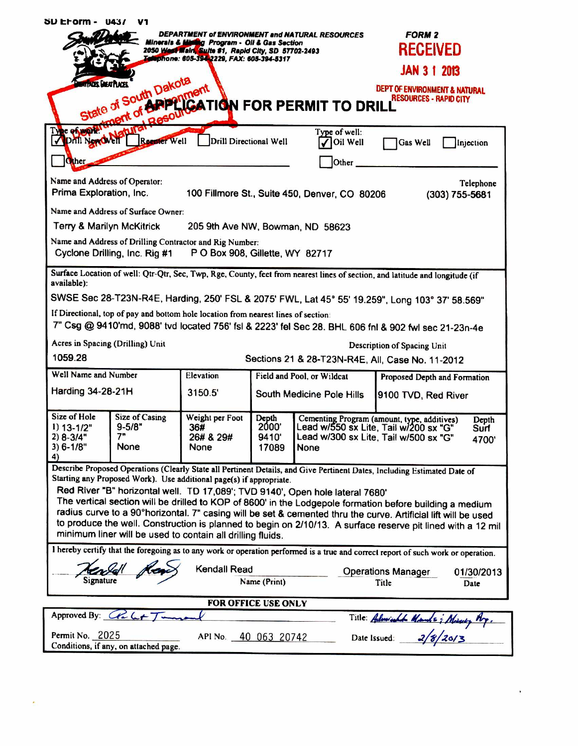SD EForm - 0437 V1

DEPARTMENT of ENVIRONMENT and NATURAL RESOURCES
Minerals & Mining Program - Oil & Gas Section
2050 West Main, Suite #1, Rapid City, SD 57702-2493
Telephone: 605-394-2229, FAX: 605-394-5317

**FORM 2**

RECEIVED
JAN 31 2013
DEPT OF ENVIRONMENT & NATURAL RESOURCES - RAPID CITY

State of South Dakota Department of Environment and Natural Resources

# APPLICATION FOR PERMIT TO DRILL

Type of work: ☑ Drill New Well ☐ Reenter Well ☐ Drill Directional Well ☐ Other

Type of well: ☑ Oil Well ☐ Gas Well ☐ Injection ☐ Other

Name and Address of Operator: Prima Exploration, Inc. 100 Fillmore St., Suite 450, Denver, CO 80206

Telephone: (303) 755-5681

Name and Address of Surface Owner: Terry & Marilyn McKitrick 205 9th Ave NW, Bowman, ND 58623

Name and Address of Drilling Contractor and Rig Number: Cyclone Drilling, Inc. Rig #1 P O Box 908, Gillette, WY 82717

Surface Location of well: Qtr-Qtr, Sec, Twp, Rge, County, feet from nearest lines of section, and latitude and longitude (if available):
SWSE Sec 28-T23N-R4E, Harding, 250' FSL & 2075' FWL, Lat 45° 55' 19.259", Long 103° 37' 58.569"

If Directional, top of pay and bottom hole location from nearest lines of section:
7" Csg @ 9410'md, 9088' tvd located 756' fsl & 2223' fel Sec 28. BHL 606 fnl & 902 fwl sec 21-23n-4e

Acres in Spacing (Drilling) Unit: 1059.28

Description of Spacing Unit: Sections 21 & 28-T23N-R4E, All, Case No. 11-2012

| Well Name and Number | Elevation | Field and Pool, or Wildcat | Proposed Depth and Formation |
|---|---|---|---|
| Harding 34-28-21H | 3150.5' | South Medicine Pole Hills | 9100 TVD, Red River |

| Size of Hole | Size of Casing | Weight per Foot | Depth | Cementing Program (amount, type, additives) | Depth |
|---|---|---|---|---|---|
| 1) 13-1/2" | 9-5/8" | 36# | 2000' | Lead w/550 sx Lite, Tail w/200 sx "G" | Surf |
| 2) 8-3/4" | 7" | 26# & 29# | 9410' | Lead w/300 sx Lite, Tail w/500 sx "G" | 4700' |
| 3) 6-1/8" | None | None | 17089 | None | |
| 4) | | | | | |

Describe Proposed Operations (Clearly State all Pertinent Details, and Give Pertinent Dates, Including Estimated Date of Starting any Proposed Work). Use additional page(s) if appropriate.

Red River "B" horizontal well. TD 17,089'; TVD 9140', Open hole lateral 7680'
The vertical section will be drilled to KOP of 8600' in the Lodgepole formation before building a medium radius curve to a 90°horizontal. 7" casing will be set & cemented thru the curve. Artificial lift will be used to produce the well. Construction is planned to begin on 2/10/13. A surface reserve pit lined with a 12 mil minimum liner will be used to contain all drilling fluids.

I hereby certify that the foregoing as to any work or operation performed is a true and correct report of such work or operation.

| Signature | Name (Print) | Title | Date |
|---|---|---|---|
| Kendall Read | Kendall Read | Operations Manager | 01/30/2013 |

**FOR OFFICE USE ONLY**

Approved By: Robert Townsend    Title: Administrator Minerals & Mining Prg.

Permit No. 2025    API No. 40 063 20742    Date Issued: 2/8/2013

Conditions, if any, on attached page.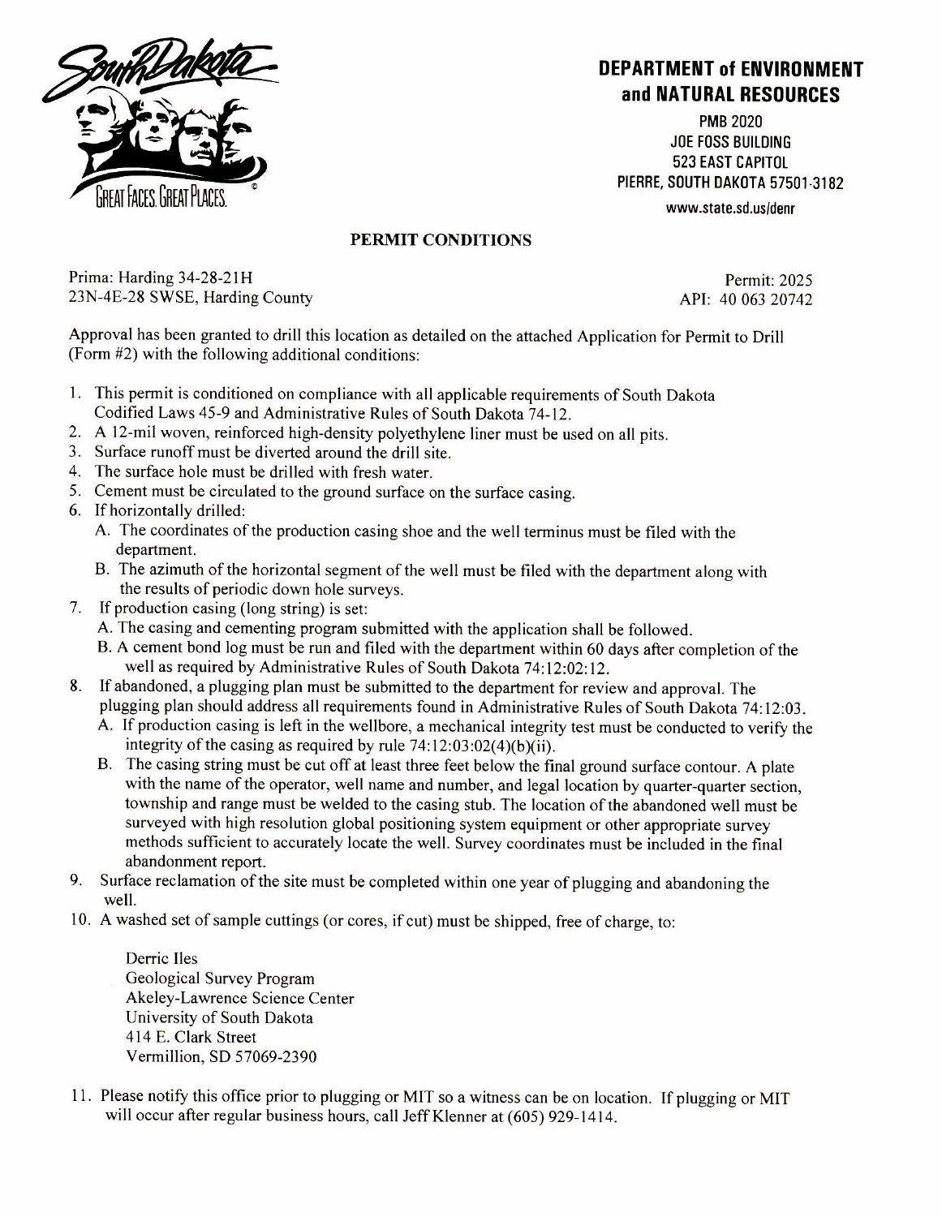South Dakota

GREAT FACES. GREAT PLACES.

**DEPARTMENT of ENVIRONMENT and NATURAL RESOURCES**

PMB 2020
JOE FOSS BUILDING
523 EAST CAPITOL
PIERRE, SOUTH DAKOTA 57501-3182
www.state.sd.us/denr

## PERMIT CONDITIONS

Prima: Harding 34-28-21H
23N-4E-28 SWSE, Harding County

Permit: 2025
API: 40 063 20742

Approval has been granted to drill this location as detailed on the attached Application for Permit to Drill (Form #2) with the following additional conditions:

1. This permit is conditioned on compliance with all applicable requirements of South Dakota Codified Laws 45-9 and Administrative Rules of South Dakota 74-12.
2. A 12-mil woven, reinforced high-density polyethylene liner must be used on all pits.
3. Surface runoff must be diverted around the drill site.
4. The surface hole must be drilled with fresh water.
5. Cement must be circulated to the ground surface on the surface casing.
6. If horizontally drilled:
   A. The coordinates of the production casing shoe and the well terminus must be filed with the department.
   B. The azimuth of the horizontal segment of the well must be filed with the department along with the results of periodic down hole surveys.
7. If production casing (long string) is set:
   A. The casing and cementing program submitted with the application shall be followed.
   B. A cement bond log must be run and filed with the department within 60 days after completion of the well as required by Administrative Rules of South Dakota 74:12:02:12.
8. If abandoned, a plugging plan must be submitted to the department for review and approval. The plugging plan should address all requirements found in Administrative Rules of South Dakota 74:12:03.
   A. If production casing is left in the wellbore, a mechanical integrity test must be conducted to verify the integrity of the casing as required by rule 74:12:03:02(4)(b)(ii).
   B. The casing string must be cut off at least three feet below the final ground surface contour. A plate with the name of the operator, well name and number, and legal location by quarter-quarter section, township and range must be welded to the casing stub. The location of the abandoned well must be surveyed with high resolution global positioning system equipment or other appropriate survey methods sufficient to accurately locate the well. Survey coordinates must be included in the final abandonment report.
9. Surface reclamation of the site must be completed within one year of plugging and abandoning the well.
10. A washed set of sample cuttings (or cores, if cut) must be shipped, free of charge, to:

    Derric Iles
    Geological Survey Program
    Akeley-Lawrence Science Center
    University of South Dakota
    414 E. Clark Street
    Vermillion, SD 57069-2390

11. Please notify this office prior to plugging or MIT so a witness can be on location. If plugging or MIT will occur after regular business hours, call Jeff Klenner at (605) 929-1414.